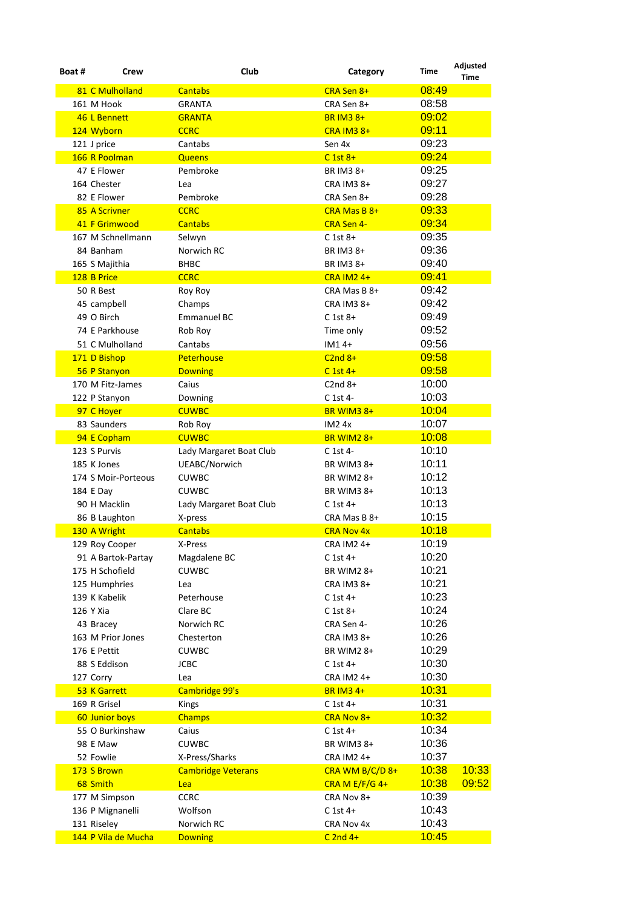| Boat # | Crew | Club | Category | Time | Adjusted Time |
|---|---|---|---|---|---|
| 81 | C Mulholland | Cantabs | CRA Sen 8+ | 08:49 | |
| 161 | M Hook | GRANTA | CRA Sen 8+ | 08:58 | |
| 46 | L Bennett | GRANTA | BR IM3 8+ | 09:02 | |
| 124 | Wyborn | CCRC | CRA IM3 8+ | 09:11 | |
| 121 | J price | Cantabs | Sen 4x | 09:23 | |
| 166 | R Poolman | Queens | C 1st 8+ | 09:24 | |
| 47 | E Flower | Pembroke | BR IM3 8+ | 09:25 | |
| 164 | Chester | Lea | CRA IM3 8+ | 09:27 | |
| 82 | E Flower | Pembroke | CRA Sen 8+ | 09:28 | |
| 85 | A Scrivner | CCRC | CRA Mas B 8+ | 09:33 | |
| 41 | F Grimwood | Cantabs | CRA Sen 4- | 09:34 | |
| 167 | M Schnellmann | Selwyn | C 1st 8+ | 09:35 | |
| 84 | Banham | Norwich RC | BR IM3 8+ | 09:36 | |
| 165 | S Majithia | BHBC | BR IM3 8+ | 09:40 | |
| 128 | B Price | CCRC | CRA IM2 4+ | 09:41 | |
| 50 | R Best | Roy Roy | CRA Mas B 8+ | 09:42 | |
| 45 | campbell | Champs | CRA IM3 8+ | 09:42 | |
| 49 | O Birch | Emmanuel BC | C 1st 8+ | 09:49 | |
| 74 | E Parkhouse | Rob Roy | Time only | 09:52 | |
| 51 | C Mulholland | Cantabs | IM1 4+ | 09:56 | |
| 171 | D Bishop | Peterhouse | C2nd 8+ | 09:58 | |
| 56 | P Stanyon | Downing | C 1st 4+ | 09:58 | |
| 170 | M Fitz-James | Caius | C2nd 8+ | 10:00 | |
| 122 | P Stanyon | Downing | C 1st 4- | 10:03 | |
| 97 | C Hoyer | CUWBC | BR WIM3 8+ | 10:04 | |
| 83 | Saunders | Rob Roy | IM2 4x | 10:07 | |
| 94 | E Copham | CUWBC | BR WIM2 8+ | 10:08 | |
| 123 | S Purvis | Lady Margaret Boat Club | C 1st 4- | 10:10 | |
| 185 | K Jones | UEABC/Norwich | BR WIM3 8+ | 10:11 | |
| 174 | S Moir-Porteous | CUWBC | BR WIM2 8+ | 10:12 | |
| 184 | E Day | CUWBC | BR WIM3 8+ | 10:13 | |
| 90 | H Macklin | Lady Margaret Boat Club | C 1st 4+ | 10:13 | |
| 86 | B Laughton | X-press | CRA Mas B 8+ | 10:15 | |
| 130 | A Wright | Cantabs | CRA Nov 4x | 10:18 | |
| 129 | Roy Cooper | X-Press | CRA IM2 4+ | 10:19 | |
| 91 | A Bartok-Partay | Magdalene BC | C 1st 4+ | 10:20 | |
| 175 | H Schofield | CUWBC | BR WIM2 8+ | 10:21 | |
| 125 | Humphries | Lea | CRA IM3 8+ | 10:21 | |
| 139 | K Kabelik | Peterhouse | C 1st 4+ | 10:23 | |
| 126 | Y Xia | Clare BC | C 1st 8+ | 10:24 | |
| 43 | Bracey | Norwich RC | CRA Sen 4- | 10:26 | |
| 163 | M Prior Jones | Chesterton | CRA IM3 8+ | 10:26 | |
| 176 | E Pettit | CUWBC | BR WIM2 8+ | 10:29 | |
| 88 | S Eddison | JCBC | C 1st 4+ | 10:30 | |
| 127 | Corry | Lea | CRA IM2 4+ | 10:30 | |
| 53 | K Garrett | Cambridge 99's | BR IM3 4+ | 10:31 | |
| 169 | R Grisel | Kings | C 1st 4+ | 10:31 | |
| 60 | Junior boys | Champs | CRA Nov 8+ | 10:32 | |
| 55 | O Burkinshaw | Caius | C 1st 4+ | 10:34 | |
| 98 | E Maw | CUWBC | BR WIM3 8+ | 10:36 | |
| 52 | Fowlie | X-Press/Sharks | CRA IM2 4+ | 10:37 | |
| 173 | S Brown | Cambridge Veterans | CRA WM B/C/D 8+ | 10:38 | 10:33 |
| 68 | Smith | Lea | CRA M E/F/G 4+ | 10:38 | 09:52 |
| 177 | M Simpson | CCRC | CRA Nov 8+ | 10:39 | |
| 136 | P Mignanelli | Wolfson | C 1st 4+ | 10:43 | |
| 131 | Riseley | Norwich RC | CRA Nov 4x | 10:43 | |
| 144 | P Vila de Mucha | Downing | C 2nd 4+ | 10:45 | |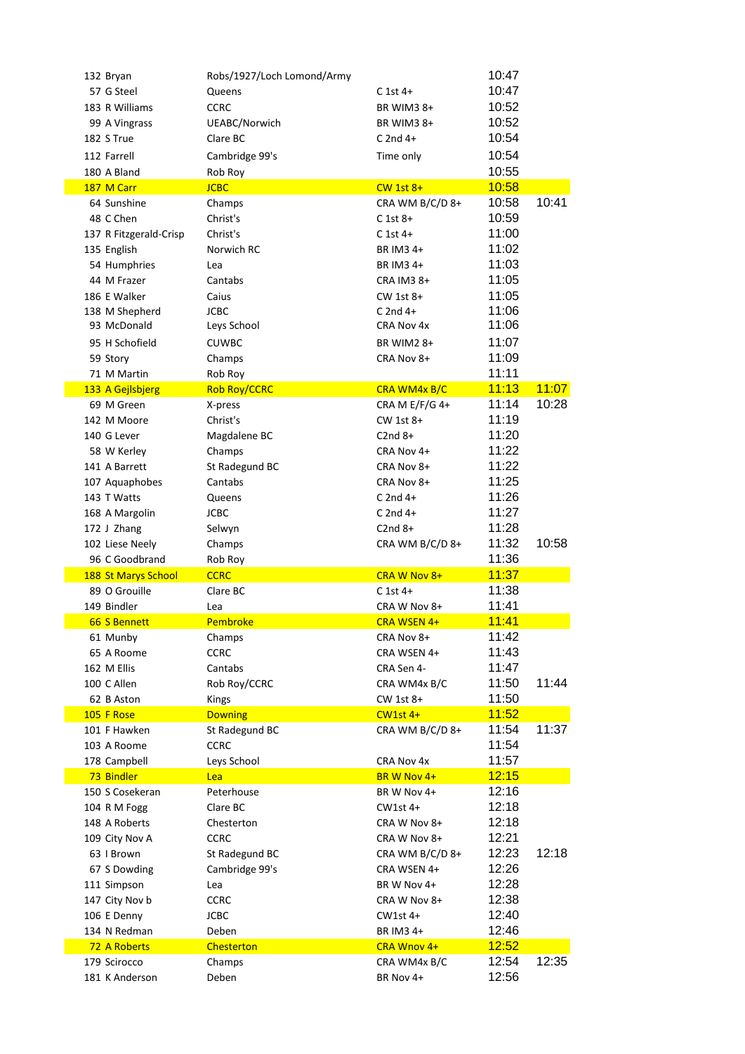| | | | | |
|---|---|---|---|---|
| 132 Bryan | Robs/1927/Loch Lomond/Army | | 10:47 | |
| 57 G Steel | Queens | C 1st 4+ | 10:47 | |
| 183 R Williams | CCRC | BR WIM3 8+ | 10:52 | |
| 99 A Vingrass | UEABC/Norwich | BR WIM3 8+ | 10:52 | |
| 182 S True | Clare BC | C 2nd 4+ | 10:54 | |
| 112 Farrell | Cambridge 99's | Time only | 10:54 | |
| 180 A Bland | Rob Roy | | 10:55 | |
| 187 M Carr | JCBC | CW 1st 8+ | 10:58 | |
| 64 Sunshine | Champs | CRA WM B/C/D 8+ | 10:58 | 10:41 |
| 48 C Chen | Christ's | C 1st 8+ | 10:59 | |
| 137 R Fitzgerald-Crisp | Christ's | C 1st 4+ | 11:00 | |
| 135 English | Norwich RC | BR IM3 4+ | 11:02 | |
| 54 Humphries | Lea | BR IM3 4+ | 11:03 | |
| 44 M Frazer | Cantabs | CRA IM3 8+ | 11:05 | |
| 186 E Walker | Caius | CW 1st 8+ | 11:05 | |
| 138 M Shepherd | JCBC | C 2nd 4+ | 11:06 | |
| 93 McDonald | Leys School | CRA Nov 4x | 11:06 | |
| 95 H Schofield | CUWBC | BR WIM2 8+ | 11:07 | |
| 59 Story | Champs | CRA Nov 8+ | 11:09 | |
| 71 M Martin | Rob Roy | | 11:11 | |
| 133 A Gejlsbjerg | Rob Roy/CCRC | CRA WM4x B/C | 11:13 | 11:07 |
| 69 M Green | X-press | CRA M E/F/G 4+ | 11:14 | 10:28 |
| 142 M Moore | Christ's | CW 1st 8+ | 11:19 | |
| 140 G Lever | Magdalene BC | C2nd 8+ | 11:20 | |
| 58 W Kerley | Champs | CRA Nov 4+ | 11:22 | |
| 141 A Barrett | St Radegund BC | CRA Nov 8+ | 11:22 | |
| 107 Aquaphobes | Cantabs | CRA Nov 8+ | 11:25 | |
| 143 T Watts | Queens | C 2nd 4+ | 11:26 | |
| 168 A Margolin | JCBC | C 2nd 4+ | 11:27 | |
| 172 J Zhang | Selwyn | C2nd 8+ | 11:28 | |
| 102 Liese Neely | Champs | CRA WM B/C/D 8+ | 11:32 | 10:58 |
| 96 C Goodbrand | Rob Roy | | 11:36 | |
| 188 St Marys School | CCRC | CRA W Nov 8+ | 11:37 | |
| 89 O Grouille | Clare BC | C 1st 4+ | 11:38 | |
| 149 Bindler | Lea | CRA W Nov 8+ | 11:41 | |
| 66 S Bennett | Pembroke | CRA WSEN 4+ | 11:41 | |
| 61 Munby | Champs | CRA Nov 8+ | 11:42 | |
| 65 A Roome | CCRC | CRA WSEN 4+ | 11:43 | |
| 162 M Ellis | Cantabs | CRA Sen 4- | 11:47 | |
| 100 C Allen | Rob Roy/CCRC | CRA WM4x B/C | 11:50 | 11:44 |
| 62 B Aston | Kings | CW 1st 8+ | 11:50 | |
| 105 F Rose | Downing | CW1st 4+ | 11:52 | |
| 101 F Hawken | St Radegund BC | CRA WM B/C/D 8+ | 11:54 | 11:37 |
| 103 A Roome | CCRC | | 11:54 | |
| 178 Campbell | Leys School | CRA Nov 4x | 11:57 | |
| 73 Bindler | Lea | BR W Nov 4+ | 12:15 | |
| 150 S Cosekeran | Peterhouse | BR W Nov 4+ | 12:16 | |
| 104 R M Fogg | Clare BC | CW1st 4+ | 12:18 | |
| 148 A Roberts | Chesterton | CRA W Nov 8+ | 12:18 | |
| 109 City Nov A | CCRC | CRA W Nov 8+ | 12:21 | |
| 63 I Brown | St Radegund BC | CRA WM B/C/D 8+ | 12:23 | 12:18 |
| 67 S Dowding | Cambridge 99's | CRA WSEN 4+ | 12:26 | |
| 111 Simpson | Lea | BR W Nov 4+ | 12:28 | |
| 147 City Nov b | CCRC | CRA W Nov 8+ | 12:38 | |
| 106 E Denny | JCBC | CW1st 4+ | 12:40 | |
| 134 N Redman | Deben | BR IM3 4+ | 12:46 | |
| 72 A Roberts | Chesterton | CRA Wnov 4+ | 12:52 | |
| 179 Scirocco | Champs | CRA WM4x B/C | 12:54 | 12:35 |
| 181 K Anderson | Deben | BR Nov 4+ | 12:56 | |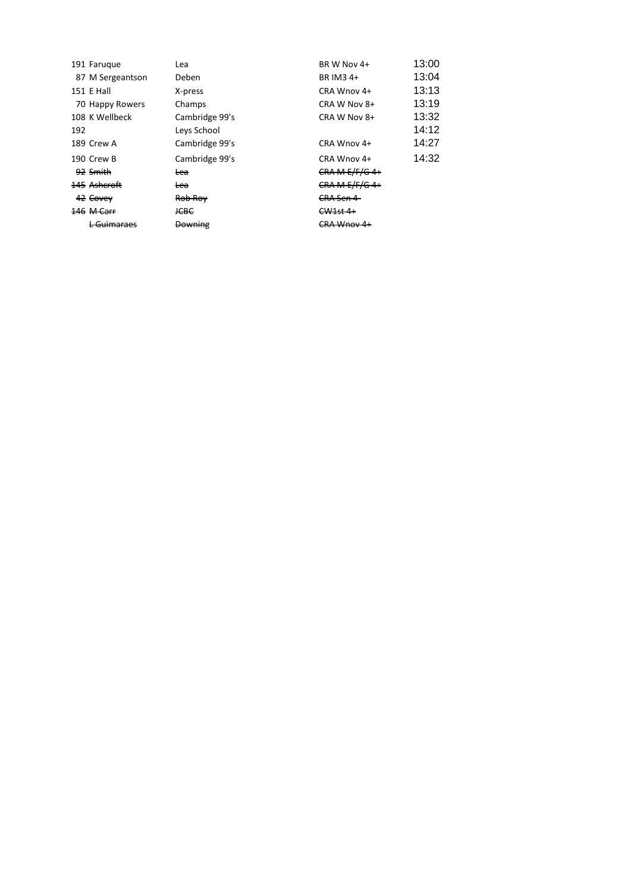| | | | | |
|---|---|---|---|---|
| 191 | Faruque | Lea | BR W Nov 4+ | 13:00 |
| 87 | M Sergeantson | Deben | BR IM3 4+ | 13:04 |
| 151 | E Hall | X-press | CRA Wnov 4+ | 13:13 |
| 70 | Happy Rowers | Champs | CRA W Nov 8+ | 13:19 |
| 108 | K Wellbeck | Cambridge 99's | CRA W Nov 8+ | 13:32 |
| 192 | | Leys School | | 14:12 |
| 189 | Crew A | Cambridge 99's | CRA Wnov 4+ | 14:27 |
| 190 | Crew B | Cambridge 99's | CRA Wnov 4+ | 14:32 |
| ~~92~~ | ~~Smith~~ | ~~Lea~~ | ~~CRA M E/F/G 4+~~ | |
| ~~145~~ | ~~Ashcroft~~ | ~~Lea~~ | ~~CRA M E/F/G 4+~~ | |
| ~~42~~ | ~~Covey~~ | ~~Rob Roy~~ | ~~CRA Sen 4-~~ | |
| ~~146~~ | ~~M Carr~~ | ~~JCBC~~ | ~~CW1st 4+~~ | |
| | ~~L Guimaraes~~ | ~~Downing~~ | ~~CRA Wnov 4+~~ | |